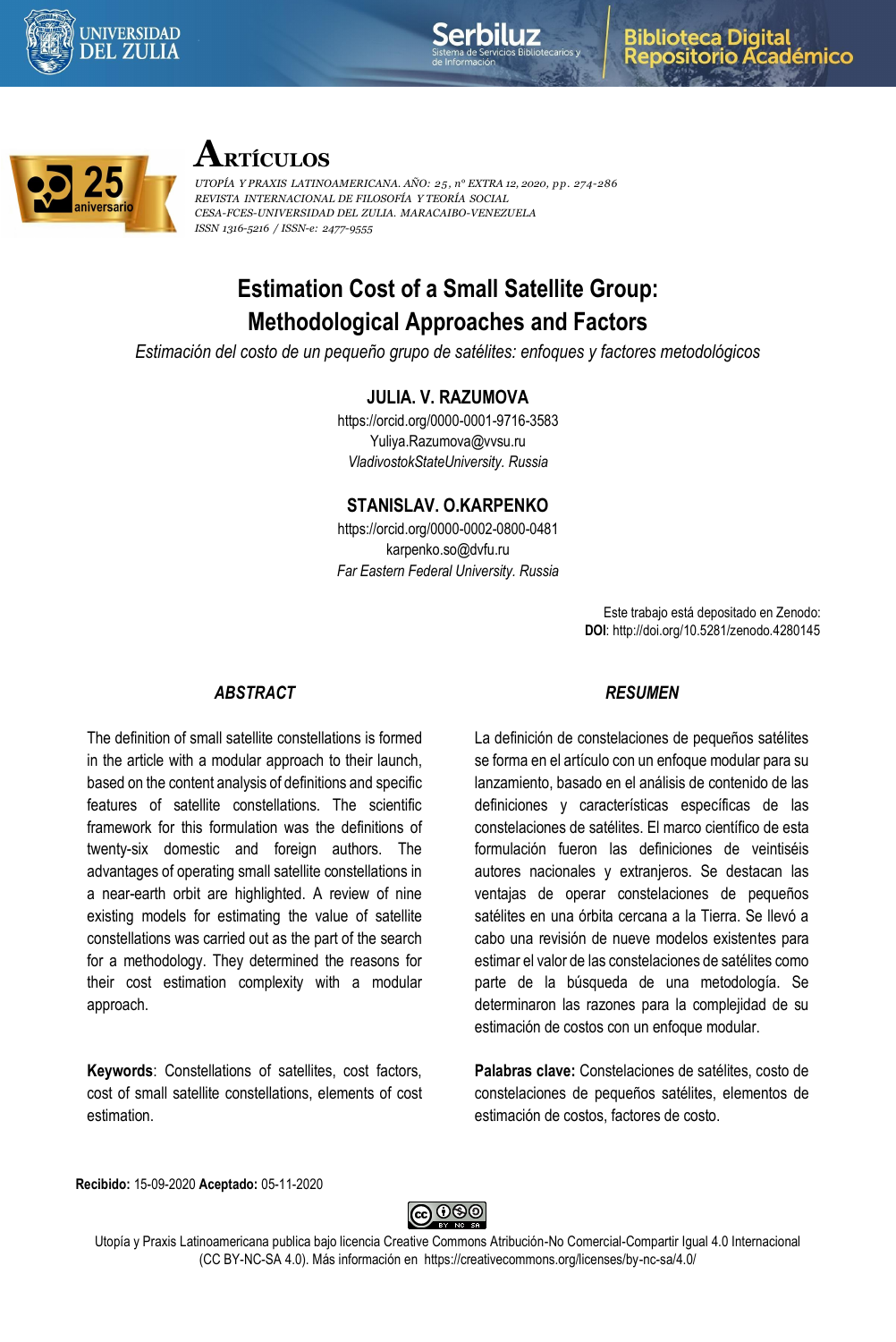# Artículos

*UTOPÍA Y PRAXIS LATINOAMERICANA. AÑO: 25, nº EXTRA 12, 2020, pp. 274-286*
*REVISTA INTERNACIONAL DE FILOSOFÍA Y TEORÍA SOCIAL*
*CESA-FCES-UNIVERSIDAD DEL ZULIA. MARACAIBO-VENEZUELA*
*ISSN 1316-5216 / ISSN-e: 2477-9555*

# Estimation Cost of a Small Satellite Group: Methodological Approaches and Factors

*Estimación del costo de un pequeño grupo de satélites: enfoques y factores metodológicos*

**JULIA. V. RAZUMOVA**
https://orcid.org/0000-0001-9716-3583
Yuliya.Razumova@vvsu.ru
*VladivostokStateUniversity. Russia*

**STANISLAV. O.KARPENKO**
https://orcid.org/0000-0002-0800-0481
karpenko.so@dvfu.ru
*Far Eastern Federal University. Russia*

Este trabajo está depositado en Zenodo:
**DOI**: http://doi.org/10.5281/zenodo.4280145

## *ABSTRACT*

The definition of small satellite constellations is formed in the article with a modular approach to their launch, based on the content analysis of definitions and specific features of satellite constellations. The scientific framework for this formulation was the definitions of twenty-six domestic and foreign authors. The advantages of operating small satellite constellations in a near-earth orbit are highlighted. A review of nine existing models for estimating the value of satellite constellations was carried out as the part of the search for a methodology. They determined the reasons for their cost estimation complexity with a modular approach.

**Keywords**: Constellations of satellites, cost factors, cost of small satellite constellations, elements of cost estimation.

## *RESUMEN*

La definición de constelaciones de pequeños satélites se forma en el artículo con un enfoque modular para su lanzamiento, basado en el análisis de contenido de las definiciones y características específicas de las constelaciones de satélites. El marco científico de esta formulación fueron las definiciones de veintiséis autores nacionales y extranjeros. Se destacan las ventajas de operar constelaciones de pequeños satélites en una órbita cercana a la Tierra. Se llevó a cabo una revisión de nueve modelos existentes para estimar el valor de las constelaciones de satélites como parte de la búsqueda de una metodología. Se determinaron las razones para la complejidad de su estimación de costos con un enfoque modular.

**Palabras clave:** Constelaciones de satélites, costo de constelaciones de pequeños satélites, elementos de estimación de costos, factores de costo.

**Recibido:** 15-09-2020 **Aceptado:** 05-11-2020

Utopía y Praxis Latinoamericana publica bajo licencia Creative Commons Atribución-No Comercial-Compartir Igual 4.0 Internacional (CC BY-NC-SA 4.0). Más información en https://creativecommons.org/licenses/by-nc-sa/4.0/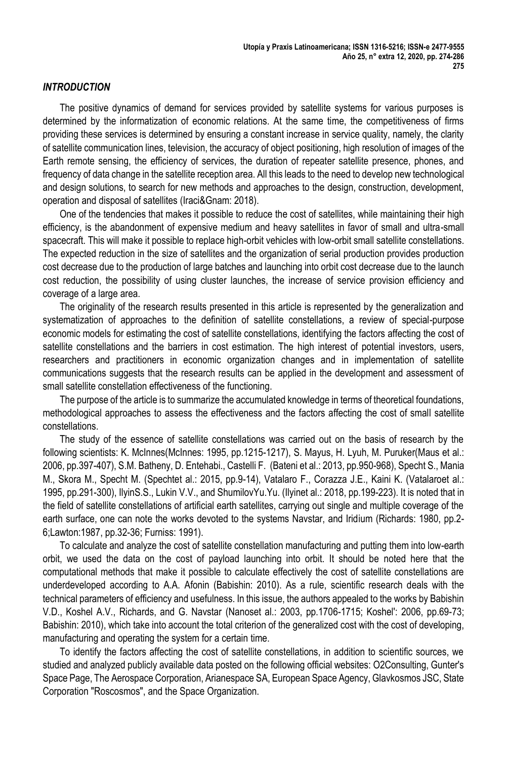## *INTRODUCTION*

The positive dynamics of demand for services provided by satellite systems for various purposes is determined by the informatization of economic relations. At the same time, the competitiveness of firms providing these services is determined by ensuring a constant increase in service quality, namely, the clarity of satellite communication lines, television, the accuracy of object positioning, high resolution of images of the Earth remote sensing, the efficiency of services, the duration of repeater satellite presence, phones, and frequency of data change in the satellite reception area. All this leads to the need to develop new technological and design solutions, to search for new methods and approaches to the design, construction, development, operation and disposal of satellites (Iraci&Gnam: 2018).

One of the tendencies that makes it possible to reduce the cost of satellites, while maintaining their high efficiency, is the abandonment of expensive medium and heavy satellites in favor of small and ultra-small spacecraft. This will make it possible to replace high-orbit vehicles with low-orbit small satellite constellations. The expected reduction in the size of satellites and the organization of serial production provides production cost decrease due to the production of large batches and launching into orbit cost decrease due to the launch cost reduction, the possibility of using cluster launches, the increase of service provision efficiency and coverage of a large area.

The originality of the research results presented in this article is represented by the generalization and systematization of approaches to the definition of satellite constellations, a review of special-purpose economic models for estimating the cost of satellite constellations, identifying the factors affecting the cost of satellite constellations and the barriers in cost estimation. The high interest of potential investors, users, researchers and practitioners in economic organization changes and in implementation of satellite communications suggests that the research results can be applied in the development and assessment of small satellite constellation effectiveness of the functioning.

The purpose of the article is to summarize the accumulated knowledge in terms of theoretical foundations, methodological approaches to assess the effectiveness and the factors affecting the cost of small satellite constellations.

The study of the essence of satellite constellations was carried out on the basis of research by the following scientists: K. McInnes(McInnes: 1995, pp.1215-1217), S. Mayus, H. Lyuh, M. Puruker(Maus et al.: 2006, pp.397-407), S.M. Batheny, D. Entehabi., Castelli F. (Bateni et al.: 2013, pp.950-968), Specht S., Mania M., Skora M., Specht M. (Spechtet al.: 2015, pp.9-14), Vatalaro F., Corazza J.E., Kaini K. (Vatalaroet al.: 1995, pp.291-300), IlyinS.S., Lukin V.V., and ShumilovYu.Yu. (Ilyinet al.: 2018, pp.199-223). It is noted that in the field of satellite constellations of artificial earth satellites, carrying out single and multiple coverage of the earth surface, one can note the works devoted to the systems Navstar, and Iridium (Richards: 1980, pp.2-6;Lawton:1987, pp.32-36; Furniss: 1991).

To calculate and analyze the cost of satellite constellation manufacturing and putting them into low-earth orbit, we used the data on the cost of payload launching into orbit. It should be noted here that the computational methods that make it possible to calculate effectively the cost of satellite constellations are underdeveloped according to A.A. Afonin (Babishin: 2010). As a rule, scientific research deals with the technical parameters of efficiency and usefulness. In this issue, the authors appealed to the works by Babishin V.D., Koshel A.V., Richards, and G. Navstar (Nanoset al.: 2003, pp.1706-1715; Koshel': 2006, pp.69-73; Babishin: 2010), which take into account the total criterion of the generalized cost with the cost of developing, manufacturing and operating the system for a certain time.

To identify the factors affecting the cost of satellite constellations, in addition to scientific sources, we studied and analyzed publicly available data posted on the following official websites: O2Consulting, Gunter's Space Page, The Aerospace Corporation, Arianespace SA, European Space Agency, Glavkosmos JSC, State Corporation "Roscosmos", and the Space Organization.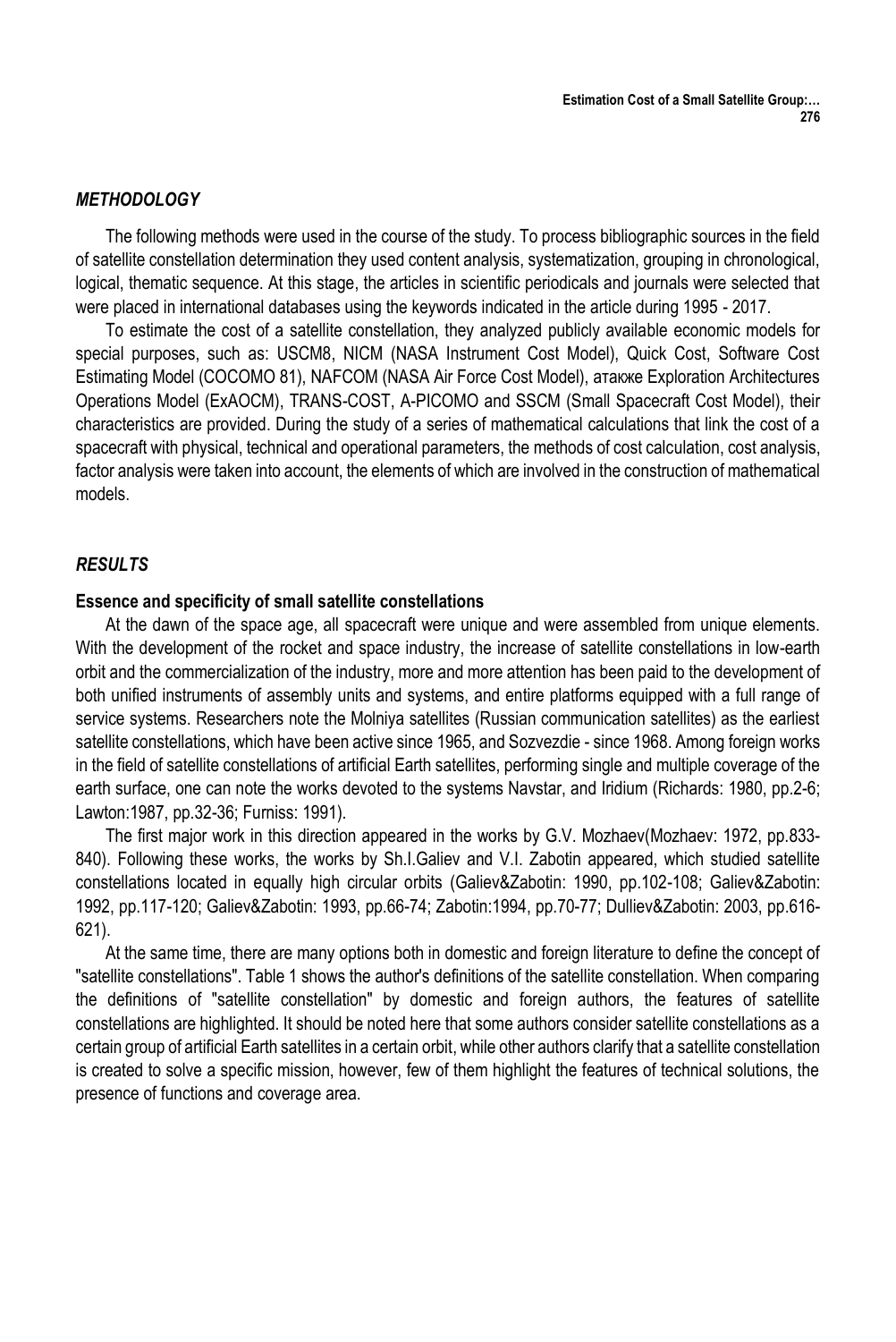## *METHODOLOGY*

The following methods were used in the course of the study. To process bibliographic sources in the field of satellite constellation determination they used content analysis, systematization, grouping in chronological, logical, thematic sequence. At this stage, the articles in scientific periodicals and journals were selected that were placed in international databases using the keywords indicated in the article during 1995 - 2017.

To estimate the cost of a satellite constellation, they analyzed publicly available economic models for special purposes, such as: USCM8, NICM (NASA Instrument Cost Model), Quick Cost, Software Cost Estimating Model (COCOMO 81), NAFCOM (NASA Air Force Cost Model), атакже Exploration Architectures Operations Model (ExAOCM), TRANS-COST, A-PICOMO and SSCM (Small Spacecraft Cost Model), their characteristics are provided. During the study of a series of mathematical calculations that link the cost of a spacecraft with physical, technical and operational parameters, the methods of cost calculation, cost analysis, factor analysis were taken into account, the elements of which are involved in the construction of mathematical models.

## *RESULTS*

### Essence and specificity of small satellite constellations

At the dawn of the space age, all spacecraft were unique and were assembled from unique elements. With the development of the rocket and space industry, the increase of satellite constellations in low-earth orbit and the commercialization of the industry, more and more attention has been paid to the development of both unified instruments of assembly units and systems, and entire platforms equipped with a full range of service systems. Researchers note the Molniya satellites (Russian communication satellites) as the earliest satellite constellations, which have been active since 1965, and Sozvezdie - since 1968. Among foreign works in the field of satellite constellations of artificial Earth satellites, performing single and multiple coverage of the earth surface, one can note the works devoted to the systems Navstar, and Iridium (Richards: 1980, pp.2-6; Lawton:1987, pp.32-36; Furniss: 1991).

The first major work in this direction appeared in the works by G.V. Mozhaev(Mozhaev: 1972, pp.833-840). Following these works, the works by Sh.I.Galiev and V.I. Zabotin appeared, which studied satellite constellations located in equally high circular orbits (Galiev&Zabotin: 1990, pp.102-108; Galiev&Zabotin: 1992, pp.117-120; Galiev&Zabotin: 1993, pp.66-74; Zabotin:1994, pp.70-77; Dulliev&Zabotin: 2003, pp.616-621).

At the same time, there are many options both in domestic and foreign literature to define the concept of "satellite constellations". Table 1 shows the author's definitions of the satellite constellation. When comparing the definitions of "satellite constellation" by domestic and foreign authors, the features of satellite constellations are highlighted. It should be noted here that some authors consider satellite constellations as a certain group of artificial Earth satellites in a certain orbit, while other authors clarify that a satellite constellation is created to solve a specific mission, however, few of them highlight the features of technical solutions, the presence of functions and coverage area.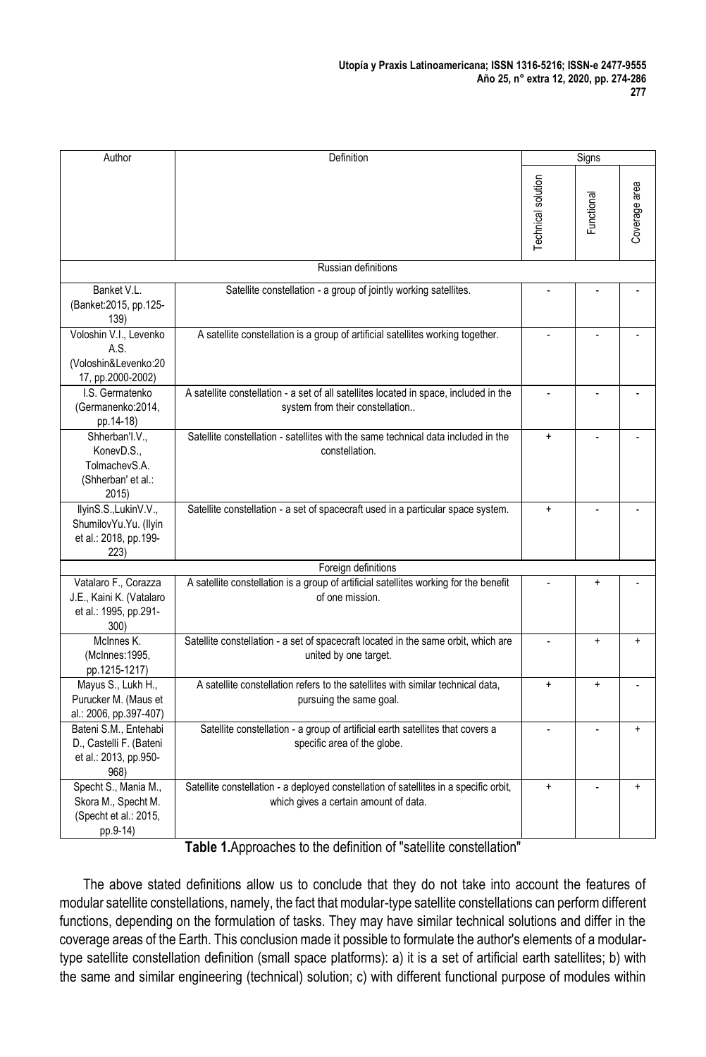| Author | Definition | Signs | | |
|---|---|---|---|---|
| | | Technical solution | Functional | Coverage area |
| Russian definitions | | | | |
| Banket V.L. (Banket:2015, pp.125-139) | Satellite constellation - a group of jointly working satellites. | - | - | - |
| Voloshin V.I., Levenko A.S. (Voloshin&Levenko:2017, pp.2000-2002) | A satellite constellation is a group of artificial satellites working together. | - | - | - |
| I.S. Germatenko (Germanenko:2014, pp.14-18) | A satellite constellation - a set of all satellites located in space, included in the system from their constellation.. | - | - | - |
| Shherban'I.V., KonevD.S., TolmachevS.A. (Shherban' et al.: 2015) | Satellite constellation - satellites with the same technical data included in the constellation. | + | - | - |
| IlyinS.S.,LukinV.V., ShumilovYu.Yu. (Ilyin et al.: 2018, pp.199-223) | Satellite constellation - a set of spacecraft used in a particular space system. | + | - | - |
| Foreign definitions | | | | |
| Vatalaro F., Corazza J.E., Kaini K. (Vatalaro et al.: 1995, pp.291-300) | A satellite constellation is a group of artificial satellites working for the benefit of one mission. | - | + | - |
| McInnes K. (McInnes:1995, pp.1215-1217) | Satellite constellation - a set of spacecraft located in the same orbit, which are united by one target. | - | + | + |
| Mayus S., Lukh H., Purucker M. (Maus et al.: 2006, pp.397-407) | A satellite constellation refers to the satellites with similar technical data, pursuing the same goal. | + | + | - |
| Bateni S.M., Entehabi D., Castelli F. (Bateni et al.: 2013, pp.950-968) | Satellite constellation - a group of artificial earth satellites that covers a specific area of the globe. | - | - | + |
| Specht S., Mania M., Skora M., Specht M. (Specht et al.: 2015, pp.9-14) | Satellite constellation - a deployed constellation of satellites in a specific orbit, which gives a certain amount of data. | + | - | + |

**Table 1.** Approaches to the definition of "satellite constellation"

The above stated definitions allow us to conclude that they do not take into account the features of modular satellite constellations, namely, the fact that modular-type satellite constellations can perform different functions, depending on the formulation of tasks. They may have similar technical solutions and differ in the coverage areas of the Earth. This conclusion made it possible to formulate the author's elements of a modular-type satellite constellation definition (small space platforms): a) it is a set of artificial earth satellites; b) with the same and similar engineering (technical) solution; c) with different functional purpose of modules within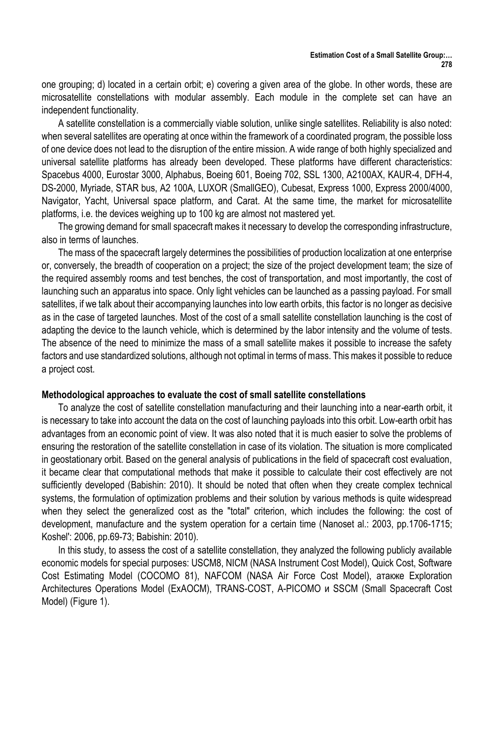one grouping; d) located in a certain orbit; e) covering a given area of the globe. In other words, these are microsatellite constellations with modular assembly. Each module in the complete set can have an independent functionality.

A satellite constellation is a commercially viable solution, unlike single satellites. Reliability is also noted: when several satellites are operating at once within the framework of a coordinated program, the possible loss of one device does not lead to the disruption of the entire mission. A wide range of both highly specialized and universal satellite platforms has already been developed. These platforms have different characteristics: Spacebus 4000, Eurostar 3000, Alphabus, Boeing 601, Boeing 702, SSL 1300, A2100AX, KAUR-4, DFH-4, DS-2000, Myriade, STAR bus, A2 100A, LUXOR (SmallGEO), Cubesat, Express 1000, Express 2000/4000, Navigator, Yacht, Universal space platform, and Carat. At the same time, the market for microsatellite platforms, i.e. the devices weighing up to 100 kg are almost not mastered yet.

The growing demand for small spacecraft makes it necessary to develop the corresponding infrastructure, also in terms of launches.

The mass of the spacecraft largely determines the possibilities of production localization at one enterprise or, conversely, the breadth of cooperation on a project; the size of the project development team; the size of the required assembly rooms and test benches, the cost of transportation, and most importantly, the cost of launching such an apparatus into space. Only light vehicles can be launched as a passing payload. For small satellites, if we talk about their accompanying launches into low earth orbits, this factor is no longer as decisive as in the case of targeted launches. Most of the cost of a small satellite constellation launching is the cost of adapting the device to the launch vehicle, which is determined by the labor intensity and the volume of tests. The absence of the need to minimize the mass of a small satellite makes it possible to increase the safety factors and use standardized solutions, although not optimal in terms of mass. This makes it possible to reduce a project cost.

### Methodological approaches to evaluate the cost of small satellite constellations

To analyze the cost of satellite constellation manufacturing and their launching into a near-earth orbit, it is necessary to take into account the data on the cost of launching payloads into this orbit. Low-earth orbit has advantages from an economic point of view. It was also noted that it is much easier to solve the problems of ensuring the restoration of the satellite constellation in case of its violation. The situation is more complicated in geostationary orbit. Based on the general analysis of publications in the field of spacecraft cost evaluation, it became clear that computational methods that make it possible to calculate their cost effectively are not sufficiently developed (Babishin: 2010). It should be noted that often when they create complex technical systems, the formulation of optimization problems and their solution by various methods is quite widespread when they select the generalized cost as the "total" criterion, which includes the following: the cost of development, manufacture and the system operation for a certain time (Nanoset al.: 2003, pp.1706-1715; Koshel': 2006, pp.69-73; Babishin: 2010).

In this study, to assess the cost of a satellite constellation, they analyzed the following publicly available economic models for special purposes: USCM8, NICM (NASA Instrument Cost Model), Quick Cost, Software Cost Estimating Model (COCOMO 81), NAFCOM (NASA Air Force Cost Model), атакже Exploration Architectures Operations Model (ExAOCM), TRANS-COST, A-PICOMO и SSCM (Small Spacecraft Cost Model) (Figure 1).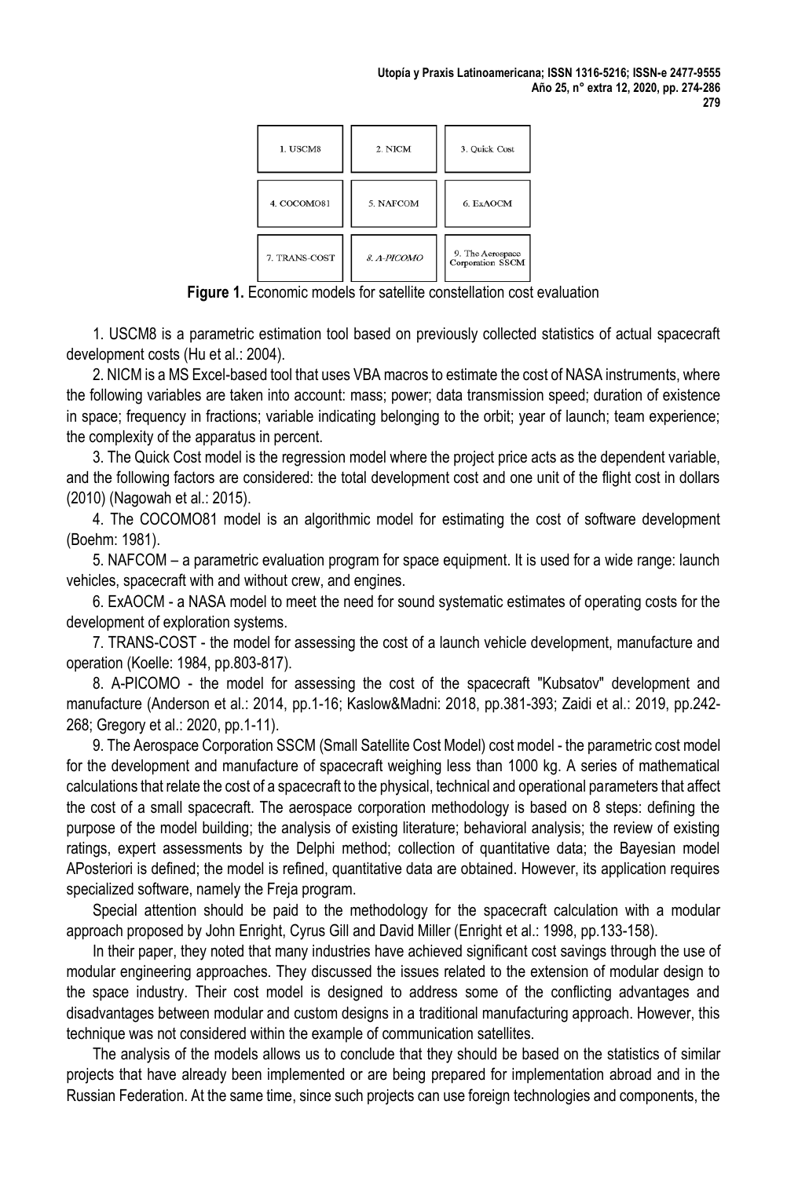| 1. USCM8 | 2. NICM | 3. Quick Cost |
|---|---|---|
| 4. COCOMO81 | 5. NAFCOM | 6. ExAOCM |
| 7. TRANS-COST | *8. A-PICOMO* | 9. The Aerospace Corporation SSCM |

**Figure 1.** Economic models for satellite constellation cost evaluation

1. USCM8 is a parametric estimation tool based on previously collected statistics of actual spacecraft development costs (Hu et al.: 2004).

2. NICM is a MS Excel-based tool that uses VBA macros to estimate the cost of NASA instruments, where the following variables are taken into account: mass; power; data transmission speed; duration of existence in space; frequency in fractions; variable indicating belonging to the orbit; year of launch; team experience; the complexity of the apparatus in percent.

3. The Quick Cost model is the regression model where the project price acts as the dependent variable, and the following factors are considered: the total development cost and one unit of the flight cost in dollars (2010) (Nagowah et al.: 2015).

4. The COCOMO81 model is an algorithmic model for estimating the cost of software development (Boehm: 1981).

5. NAFCOM – a parametric evaluation program for space equipment. It is used for a wide range: launch vehicles, spacecraft with and without crew, and engines.

6. ExAOCM - a NASA model to meet the need for sound systematic estimates of operating costs for the development of exploration systems.

7. TRANS-COST - the model for assessing the cost of a launch vehicle development, manufacture and operation (Koelle: 1984, pp.803-817).

8. A-PICOMO - the model for assessing the cost of the spacecraft "Kubsatov" development and manufacture (Anderson et al.: 2014, pp.1-16; Kaslow&Madni: 2018, pp.381-393; Zaidi et al.: 2019, pp.242-268; Gregory et al.: 2020, pp.1-11).

9. The Aerospace Corporation SSCM (Small Satellite Cost Model) cost model - the parametric cost model for the development and manufacture of spacecraft weighing less than 1000 kg. A series of mathematical calculations that relate the cost of a spacecraft to the physical, technical and operational parameters that affect the cost of a small spacecraft. The aerospace corporation methodology is based on 8 steps: defining the purpose of the model building; the analysis of existing literature; behavioral analysis; the review of existing ratings, expert assessments by the Delphi method; collection of quantitative data; the Bayesian model APosteriori is defined; the model is refined, quantitative data are obtained. However, its application requires specialized software, namely the Freja program.

Special attention should be paid to the methodology for the spacecraft calculation with a modular approach proposed by John Enright, Cyrus Gill and David Miller (Enright et al.: 1998, pp.133-158).

In their paper, they noted that many industries have achieved significant cost savings through the use of modular engineering approaches. They discussed the issues related to the extension of modular design to the space industry. Their cost model is designed to address some of the conflicting advantages and disadvantages between modular and custom designs in a traditional manufacturing approach. However, this technique was not considered within the example of communication satellites.

The analysis of the models allows us to conclude that they should be based on the statistics of similar projects that have already been implemented or are being prepared for implementation abroad and in the Russian Federation. At the same time, since such projects can use foreign technologies and components, the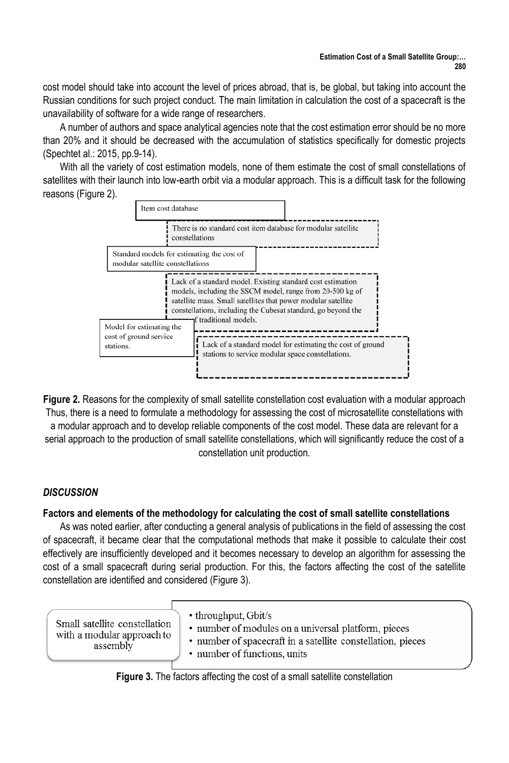cost model should take into account the level of prices abroad, that is, be global, but taking into account the Russian conditions for such project conduct. The main limitation in calculation the cost of a spacecraft is the unavailability of software for a wide range of researchers.

A number of authors and space analytical agencies note that the cost estimation error should be no more than 20% and it should be decreased with the accumulation of statistics specifically for domestic projects (Spechtet al.: 2015, pp.9-14).

With all the variety of cost estimation models, none of them estimate the cost of small constellations of satellites with their launch into low-earth orbit via a modular approach. This is a difficult task for the following reasons (Figure 2).

Item cost database

There is no standard cost item database for modular satellite constellations

Standard models for estimating the cost of modular satellite constellations

Lack of a standard model. Existing standard cost estimation models, including the SSCM model, range from 20-500 kg of satellite mass. Small satellites that power modular satellite constellations, including the Cubesat standard, go beyond the range of traditional models.

Model for estimating the cost of ground service stations.

Lack of a standard model for estimating the cost of ground stations to service modular space constellations.

**Figure 2.** Reasons for the complexity of small satellite constellation cost evaluation with a modular approach

Thus, there is a need to formulate a methodology for assessing the cost of microsatellite constellations with a modular approach and to develop reliable components of the cost model. These data are relevant for a serial approach to the production of small satellite constellations, which will significantly reduce the cost of a constellation unit production.

## *DISCUSSION*

### Factors and elements of the methodology for calculating the cost of small satellite constellations

As was noted earlier, after conducting a general analysis of publications in the field of assessing the cost of spacecraft, it became clear that the computational methods that make it possible to calculate their cost effectively are insufficiently developed and it becomes necessary to develop an algorithm for assessing the cost of a small spacecraft during serial production. For this, the factors affecting the cost of the satellite constellation are identified and considered (Figure 3).

Small satellite constellation with a modular approach to assembly

- throughput, Gbit/s
- number of modules on a universal platform, pieces
- number of spacecraft in a satellite constellation, pieces
- number of functions, units

**Figure 3.** The factors affecting the cost of a small satellite constellation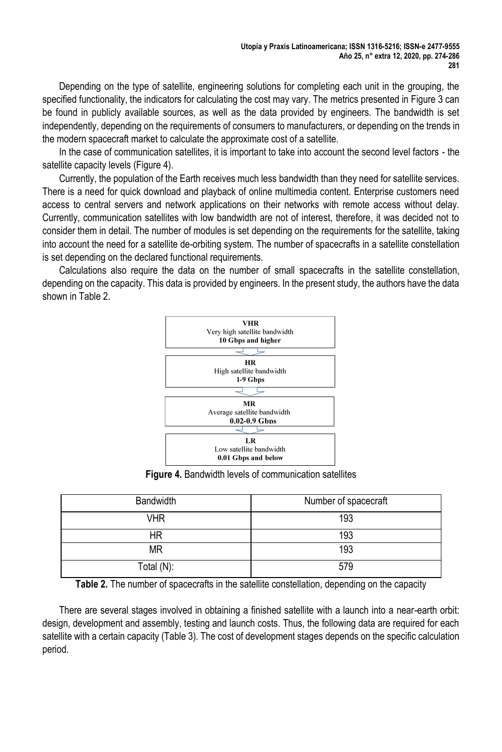Depending on the type of satellite, engineering solutions for completing each unit in the grouping, the specified functionality, the indicators for calculating the cost may vary. The metrics presented in Figure 3 can be found in publicly available sources, as well as the data provided by engineers. The bandwidth is set independently, depending on the requirements of consumers to manufacturers, or depending on the trends in the modern spacecraft market to calculate the approximate cost of a satellite.

In the case of communication satellites, it is important to take into account the second level factors - the satellite capacity levels (Figure 4).

Currently, the population of the Earth receives much less bandwidth than they need for satellite services. There is a need for quick download and playback of online multimedia content. Enterprise customers need access to central servers and network applications on their networks with remote access without delay. Currently, communication satellites with low bandwidth are not of interest, therefore, it was decided not to consider them in detail. The number of modules is set depending on the requirements for the satellite, taking into account the need for a satellite de-orbiting system. The number of spacecrafts in a satellite constellation is set depending on the declared functional requirements.

Calculations also require the data on the number of small spacecrafts in the satellite constellation, depending on the capacity. This data is provided by engineers. In the present study, the authors have the data shown in Table 2.

**VHR**
Very high satellite bandwidth
**10 Gbps and higher**

**HR**
High satellite bandwidth
**1-9 Gbps**

**MR**
Average satellite bandwidth
**0.02-0.9 Gbps**

**LR**
Low satellite bandwidth
**0.01 Gbps and below**

**Figure 4.** Bandwidth levels of communication satellites

| Bandwidth | Number of spacecraft |
|---|---|
| VHR | 193 |
| HR | 193 |
| MR | 193 |
| Total (N): | 579 |

**Table 2.** The number of spacecrafts in the satellite constellation, depending on the capacity

There are several stages involved in obtaining a finished satellite with a launch into a near-earth orbit: design, development and assembly, testing and launch costs. Thus, the following data are required for each satellite with a certain capacity (Table 3). The cost of development stages depends on the specific calculation period.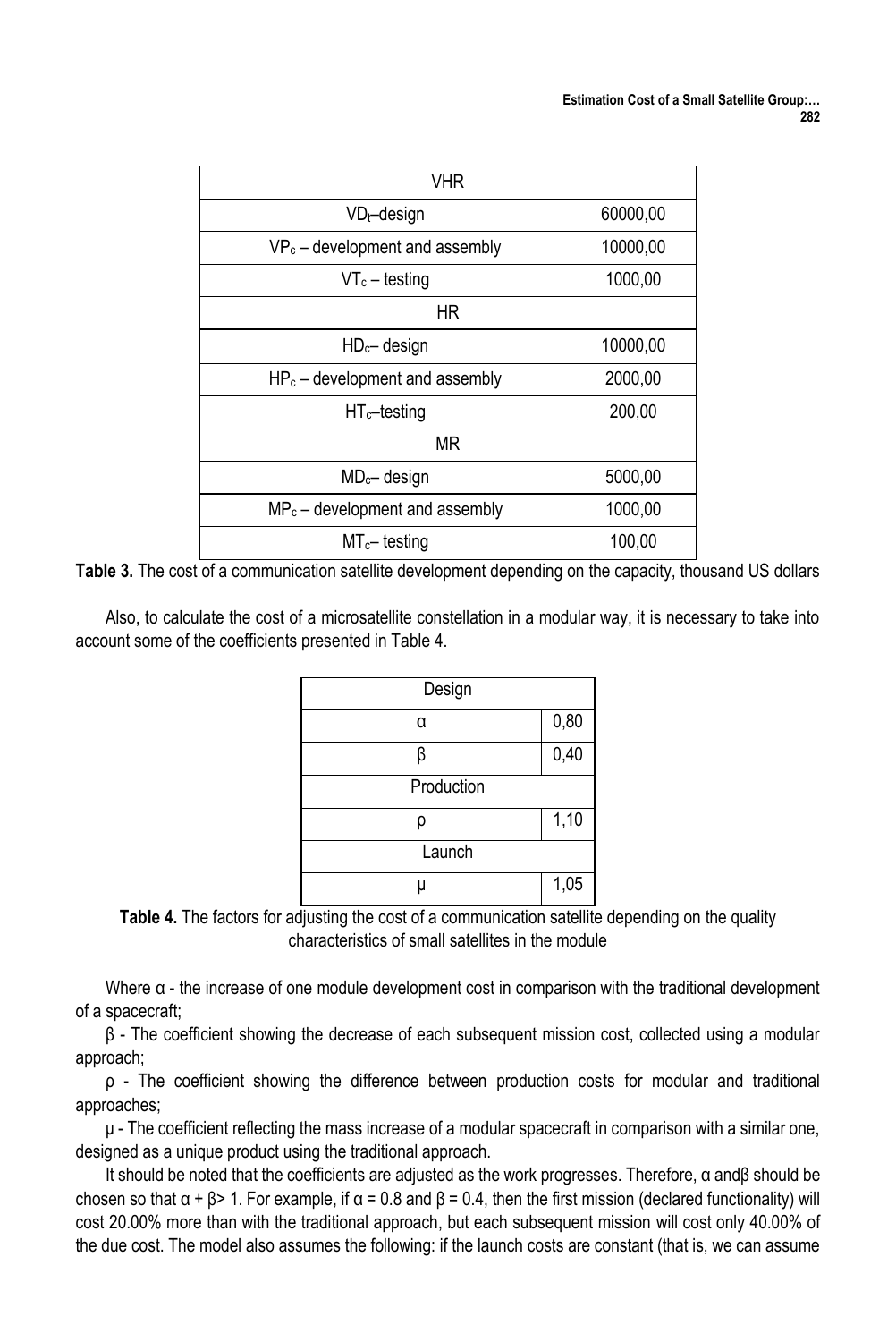| VHR | |
|---|---|
| $VD_t$–design | 60000,00 |
| $VP_c$ – development and assembly | 10000,00 |
| $VT_c$ – testing | 1000,00 |
| HR | |
| $HD_c$– design | 10000,00 |
| $HP_c$ – development and assembly | 2000,00 |
| $HT_c$–testing | 200,00 |
| MR | |
| $MD_c$– design | 5000,00 |
| $MP_c$ – development and assembly | 1000,00 |
| $MT_c$– testing | 100,00 |

**Table 3.** The cost of a communication satellite development depending on the capacity, thousand US dollars

Also, to calculate the cost of a microsatellite constellation in a modular way, it is necessary to take into account some of the coefficients presented in Table 4.

| Design | |
|---|---|
| α | 0,80 |
| β | 0,40 |
| Production | |
| ρ | 1,10 |
| Launch | |
| μ | 1,05 |

**Table 4.** The factors for adjusting the cost of a communication satellite depending on the quality characteristics of small satellites in the module

Where α - the increase of one module development cost in comparison with the traditional development of a spacecraft;

β - The coefficient showing the decrease of each subsequent mission cost, collected using a modular approach;

ρ - The coefficient showing the difference between production costs for modular and traditional approaches;

μ - The coefficient reflecting the mass increase of a modular spacecraft in comparison with a similar one, designed as a unique product using the traditional approach.

It should be noted that the coefficients are adjusted as the work progresses. Therefore, α andβ should be chosen so that $\alpha + \beta > 1$. For example, if $\alpha = 0.8$ and $\beta = 0.4$, then the first mission (declared functionality) will cost 20.00% more than with the traditional approach, but each subsequent mission will cost only 40.00% of the due cost. The model also assumes the following: if the launch costs are constant (that is, we can assume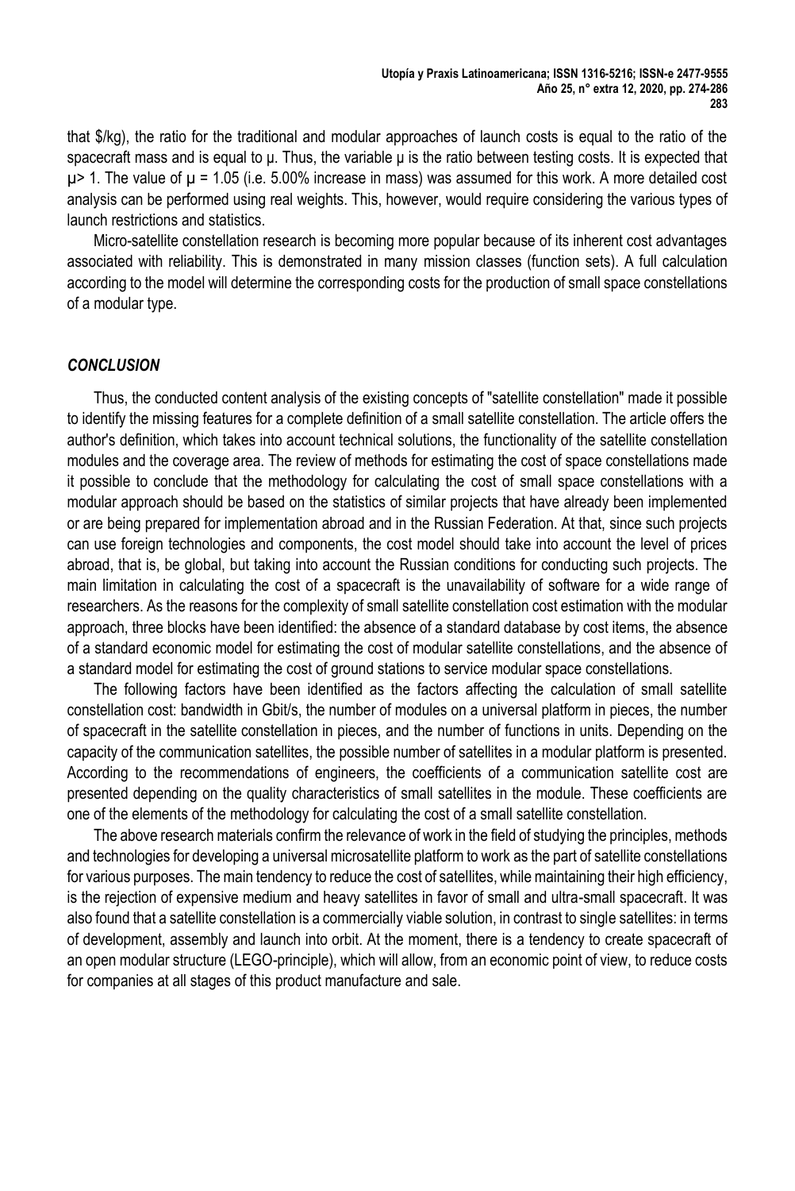that $/kg), the ratio for the traditional and modular approaches of launch costs is equal to the ratio of the spacecraft mass and is equal to $\mu$. Thus, the variable $\mu$ is the ratio between testing costs. It is expected that $\mu > 1$. The value of $\mu = 1.05$ (i.e. 5.00% increase in mass) was assumed for this work. A more detailed cost analysis can be performed using real weights. This, however, would require considering the various types of launch restrictions and statistics.

Micro-satellite constellation research is becoming more popular because of its inherent cost advantages associated with reliability. This is demonstrated in many mission classes (function sets). A full calculation according to the model will determine the corresponding costs for the production of small space constellations of a modular type.

## *CONCLUSION*

Thus, the conducted content analysis of the existing concepts of "satellite constellation" made it possible to identify the missing features for a complete definition of a small satellite constellation. The article offers the author's definition, which takes into account technical solutions, the functionality of the satellite constellation modules and the coverage area. The review of methods for estimating the cost of space constellations made it possible to conclude that the methodology for calculating the cost of small space constellations with a modular approach should be based on the statistics of similar projects that have already been implemented or are being prepared for implementation abroad and in the Russian Federation. At that, since such projects can use foreign technologies and components, the cost model should take into account the level of prices abroad, that is, be global, but taking into account the Russian conditions for conducting such projects. The main limitation in calculating the cost of a spacecraft is the unavailability of software for a wide range of researchers. As the reasons for the complexity of small satellite constellation cost estimation with the modular approach, three blocks have been identified: the absence of a standard database by cost items, the absence of a standard economic model for estimating the cost of modular satellite constellations, and the absence of a standard model for estimating the cost of ground stations to service modular space constellations.

The following factors have been identified as the factors affecting the calculation of small satellite constellation cost: bandwidth in Gbit/s, the number of modules on a universal platform in pieces, the number of spacecraft in the satellite constellation in pieces, and the number of functions in units. Depending on the capacity of the communication satellites, the possible number of satellites in a modular platform is presented. According to the recommendations of engineers, the coefficients of a communication satellite cost are presented depending on the quality characteristics of small satellites in the module. These coefficients are one of the elements of the methodology for calculating the cost of a small satellite constellation.

The above research materials confirm the relevance of work in the field of studying the principles, methods and technologies for developing a universal microsatellite platform to work as the part of satellite constellations for various purposes. The main tendency to reduce the cost of satellites, while maintaining their high efficiency, is the rejection of expensive medium and heavy satellites in favor of small and ultra-small spacecraft. It was also found that a satellite constellation is a commercially viable solution, in contrast to single satellites: in terms of development, assembly and launch into orbit. At the moment, there is a tendency to create spacecraft of an open modular structure (LEGO-principle), which will allow, from an economic point of view, to reduce costs for companies at all stages of this product manufacture and sale.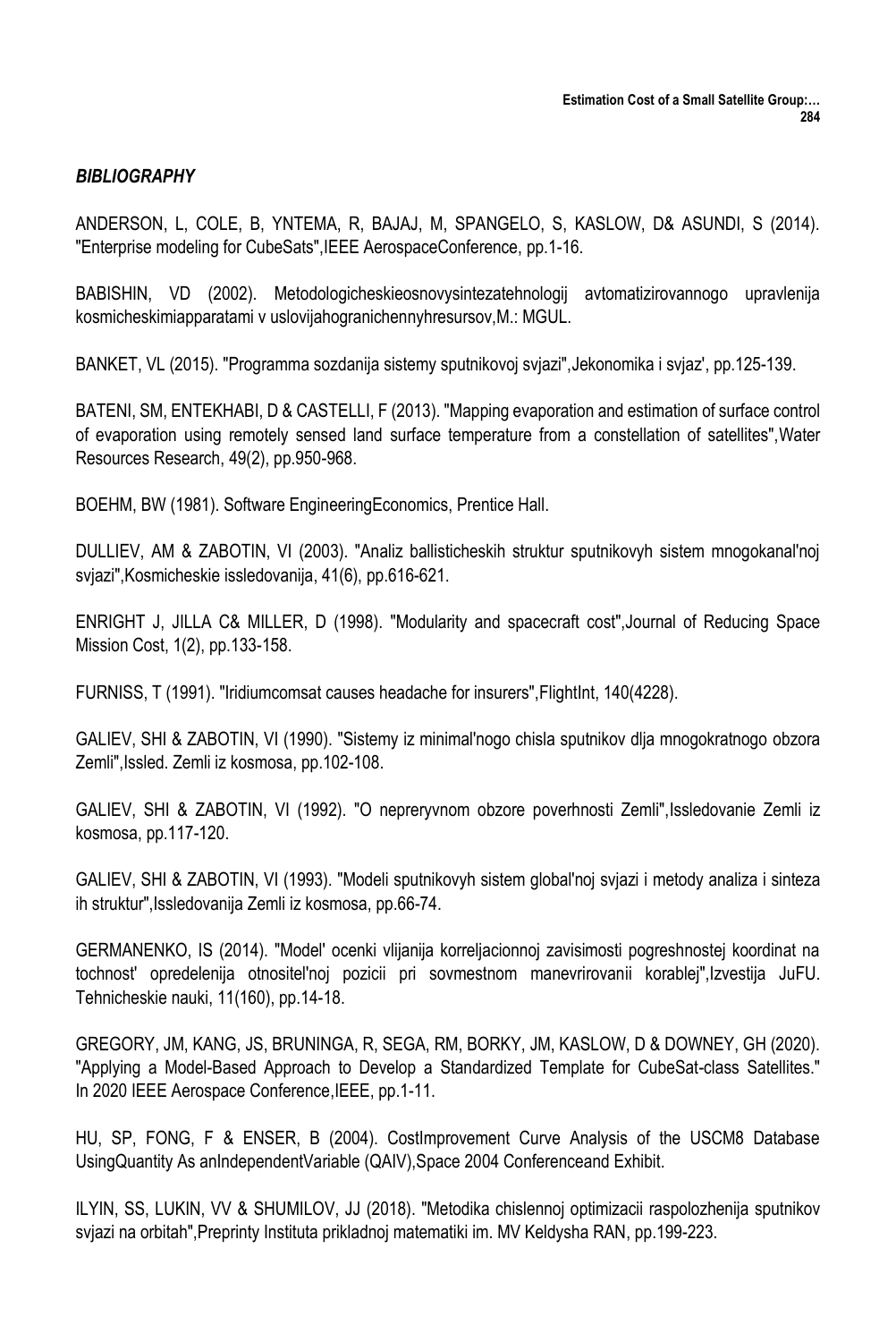### *BIBLIOGRAPHY*

ANDERSON, L, COLE, B, YNTEMA, R, BAJAJ, M, SPANGELO, S, KASLOW, D& ASUNDI, S (2014). "Enterprise modeling for CubeSats",IEEE AerospaceConference, pp.1-16.

BABISHIN, VD (2002). Metodologicheskieosnovysintezatehnologij avtomatizirovannogo upravlenija kosmicheskimiapparatami v uslovijahogranichennyhresursov,M.: MGUL.

BANKET, VL (2015). "Programma sozdanija sistemy sputnikovoj svjazi",Jekonomika i svjaz', pp.125-139.

BATENI, SM, ENTEKHABI, D & CASTELLI, F (2013). "Mapping evaporation and estimation of surface control of evaporation using remotely sensed land surface temperature from a constellation of satellites",Water Resources Research, 49(2), pp.950-968.

BOEHM, BW (1981). Software EngineeringEconomics, Prentice Hall.

DULLIEV, AM & ZABOTIN, VI (2003). "Analiz ballisticheskih struktur sputnikovyh sistem mnogokanal'noj svjazi",Kosmicheskie issledovanija, 41(6), pp.616-621.

ENRIGHT J, JILLA C& MILLER, D (1998). "Modularity and spacecraft cost",Journal of Reducing Space Mission Cost, 1(2), pp.133-158.

FURNISS, T (1991). "Iridiumcomsat causes headache for insurers",FlightInt, 140(4228).

GALIEV, SHI & ZABOTIN, VI (1990). "Sistemy iz minimal'nogo chisla sputnikov dlja mnogokratnogo obzora Zemli",Issled. Zemli iz kosmosa, pp.102-108.

GALIEV, SHI & ZABOTIN, VI (1992). "O nepreryvnom obzore poverhnosti Zemli",Issledovanie Zemli iz kosmosa, pp.117-120.

GALIEV, SHI & ZABOTIN, VI (1993). "Modeli sputnikovyh sistem global'noj svjazi i metody analiza i sinteza ih struktur",Issledovanija Zemli iz kosmosa, pp.66-74.

GERMANENKO, IS (2014). "Model' ocenki vlijanija korreljacionnoj zavisimosti pogreshnostej koordinat na tochnost' opredelenija otnositel'noj pozicii pri sovmestnom manevrirovanii korablej",Izvestija JuFU. Tehnicheskie nauki, 11(160), pp.14-18.

GREGORY, JM, KANG, JS, BRUNINGA, R, SEGA, RM, BORKY, JM, KASLOW, D & DOWNEY, GH (2020). "Applying a Model-Based Approach to Develop a Standardized Template for CubeSat-class Satellites." In 2020 IEEE Aerospace Conference,IEEE, pp.1-11.

HU, SP, FONG, F & ENSER, B (2004). CostImprovement Curve Analysis of the USCM8 Database UsingQuantity As anIndependentVariable (QAIV),Space 2004 Conferenceand Exhibit.

ILYIN, SS, LUKIN, VV & SHUMILOV, JJ (2018). "Metodika chislennoj optimizacii raspolozhenija sputnikov svjazi na orbitah",Preprinty Instituta prikladnoj matematiki im. MV Keldysha RAN, pp.199-223.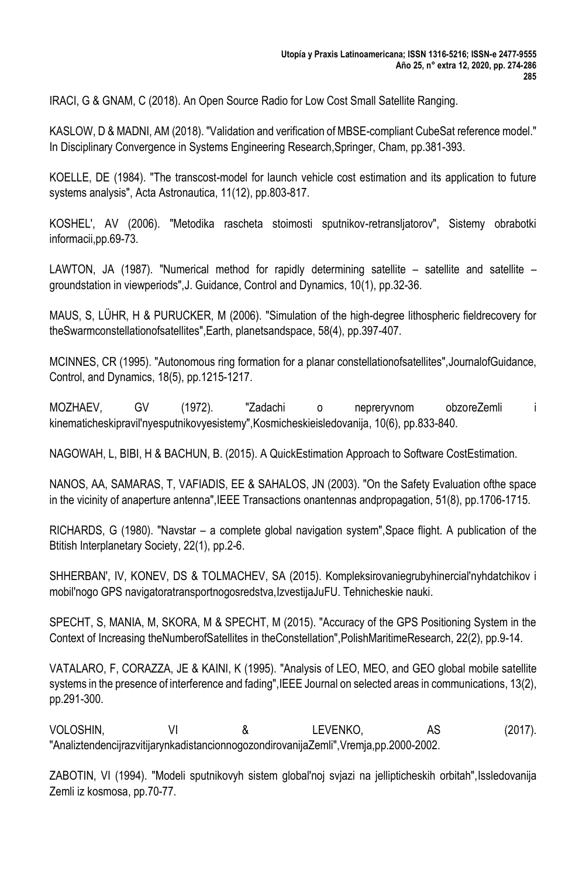IRACI, G & GNAM, C (2018). An Open Source Radio for Low Cost Small Satellite Ranging.

KASLOW, D & MADNI, AM (2018). "Validation and verification of MBSE-compliant CubeSat reference model." In Disciplinary Convergence in Systems Engineering Research,Springer, Cham, pp.381-393.

KOELLE, DE (1984). "The transcost-model for launch vehicle cost estimation and its application to future systems analysis", Acta Astronautica, 11(12), pp.803-817.

KOSHEL', AV (2006). "Metodika rascheta stoimosti sputnikov-retransljatorov", Sistemy obrabotki informacii,pp.69-73.

LAWTON, JA (1987). "Numerical method for rapidly determining satellite – satellite and satellite – groundstation in viewperiods",J. Guidance, Control and Dynamics, 10(1), pp.32-36.

MAUS, S, LÜHR, H & PURUCKER, M (2006). "Simulation of the high-degree lithospheric fieldrecovery for theSwarmconstellationofsatellites",Earth, planetsandspace, 58(4), pp.397-407.

MCINNES, CR (1995). "Autonomous ring formation for a planar constellationofsatellites",JournalofGuidance, Control, and Dynamics, 18(5), pp.1215-1217.

MOZHAEV, GV (1972). "Zadachi o nepreryvnom obzoreZemli i kinematicheskipravil'nyesputnikovyesistemy",Kosmicheskieisledovanija, 10(6), pp.833-840.

NAGOWAH, L, BIBI, H & BACHUN, B. (2015). A QuickEstimation Approach to Software CostEstimation.

NANOS, AA, SAMARAS, T, VAFIADIS, EE & SAHALOS, JN (2003). "On the Safety Evaluation ofthe space in the vicinity of anaperture antenna",IEEE Transactions onantennas andpropagation, 51(8), pp.1706-1715.

RICHARDS, G (1980). "Navstar – a complete global navigation system",Space flight. A publication of the Btitish Interplanetary Society, 22(1), pp.2-6.

SHHERBAN', IV, KONEV, DS & TOLMACHEV, SA (2015). Kompleksirovaniegrubyhinercial'nyhdatchikov i mobil'nogo GPS navigatoratransportnogosredstva,IzvestijaJuFU. Tehnicheskie nauki.

SPECHT, S, MANIA, M, SKORA, M & SPECHT, M (2015). "Accuracy of the GPS Positioning System in the Context of Increasing theNumberofSatellites in theConstellation",PolishMaritimeResearch, 22(2), pp.9-14.

VATALARO, F, CORAZZA, JE & KAINI, K (1995). "Analysis of LEO, MEO, and GEO global mobile satellite systems in the presence of interference and fading",IEEE Journal on selected areas in communications, 13(2), pp.291-300.

VOLOSHIN, VI & LEVENKO, AS (2017). "AnaliztendencijrazvitijarynkadistancionnogozondirovanijaZemli",Vremja,pp.2000-2002.

ZABOTIN, VI (1994). "Modeli sputnikovyh sistem global'noj svjazi na jellipticheskih orbitah",Issledovanija Zemli iz kosmosa, pp.70-77.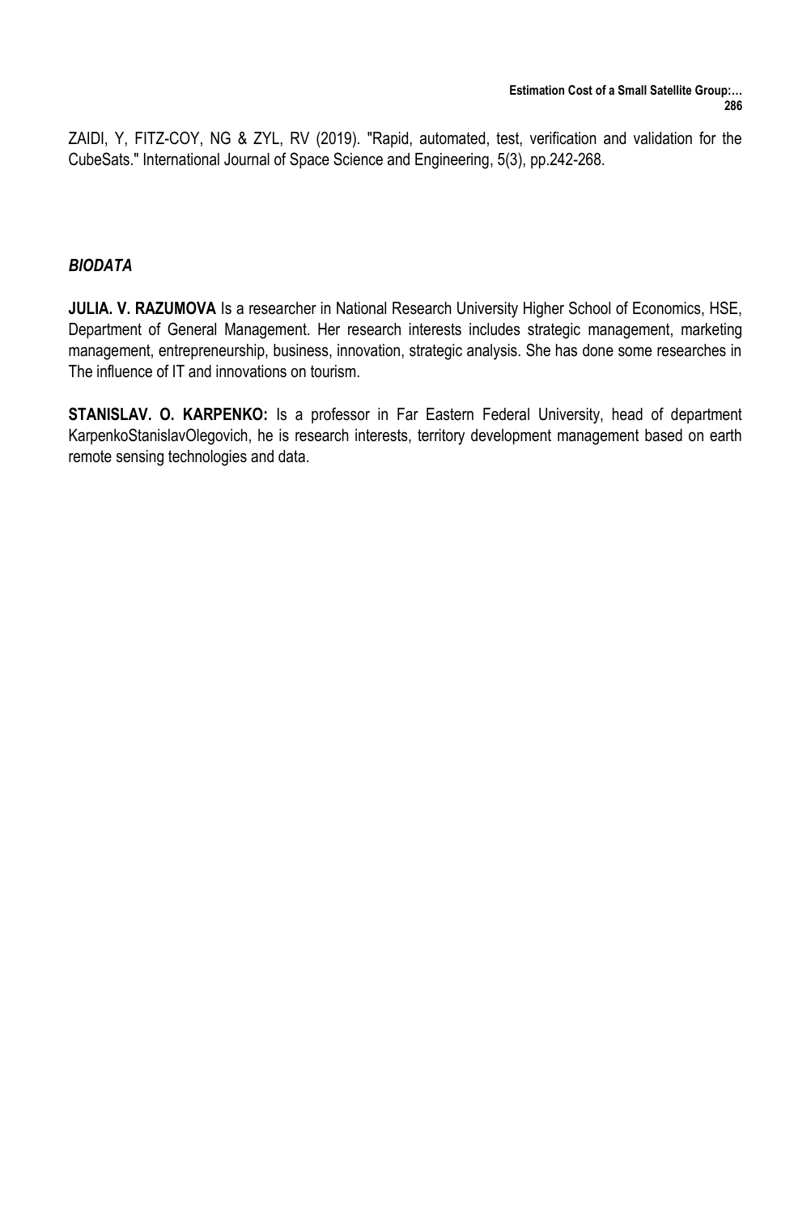ZAIDI, Y, FITZ-COY, NG & ZYL, RV (2019). "Rapid, automated, test, verification and validation for the CubeSats." International Journal of Space Science and Engineering, 5(3), pp.242-268.

## *BIODATA*

**JULIA. V. RAZUMOVA** Is a researcher in National Research University Higher School of Economics, HSE, Department of General Management. Her research interests includes strategic management, marketing management, entrepreneurship, business, innovation, strategic analysis. She has done some researches in The influence of IT and innovations on tourism.

**STANISLAV. O. KARPENKO:** Is a professor in Far Eastern Federal University, head of department KarpenkoStanislavOlegovich, he is research interests, territory development management based on earth remote sensing technologies and data.